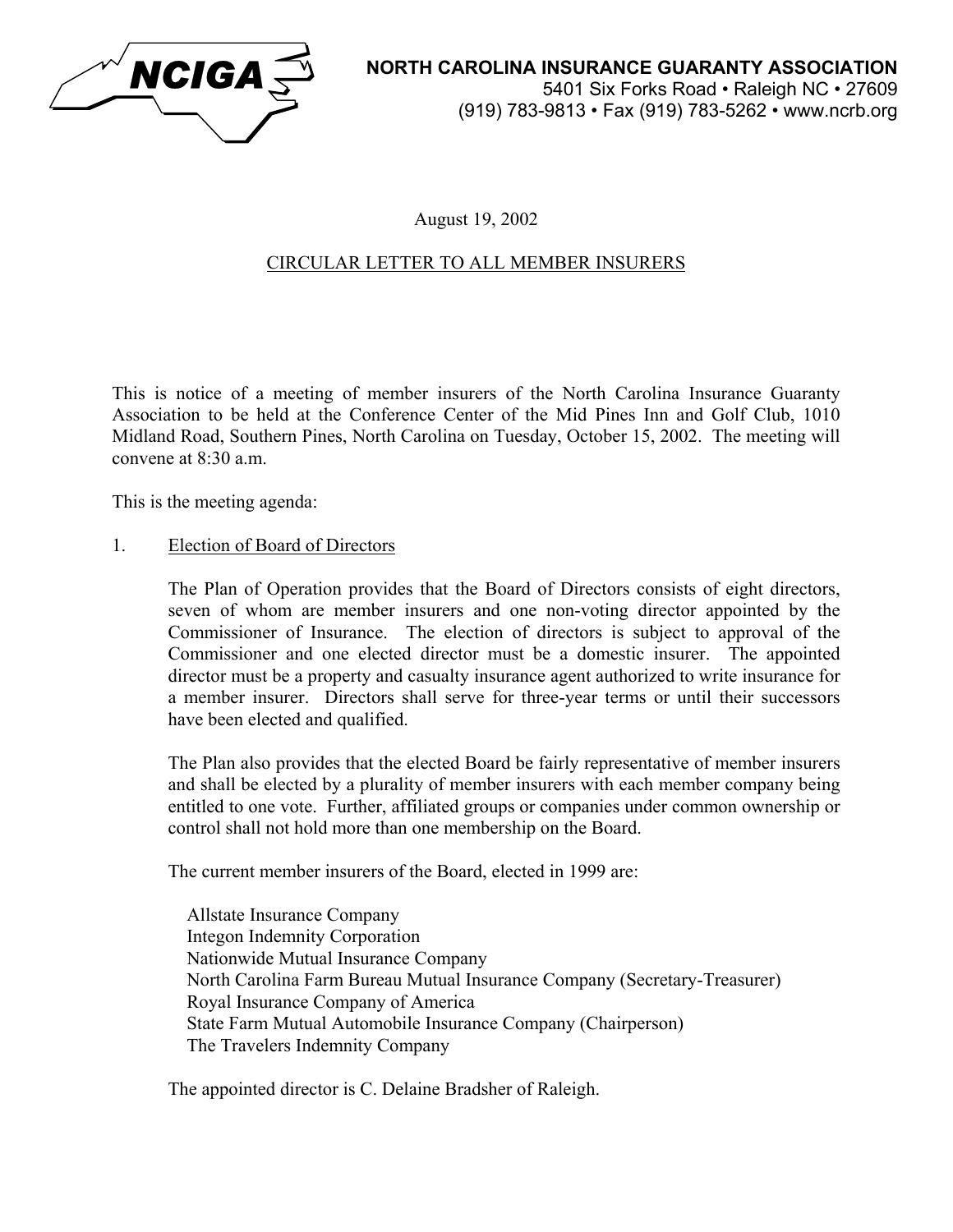**NCIGA**

**NORTH CAROLINA INSURANCE GUARANTY ASSOCIATION**
5401 Six Forks Road • Raleigh NC • 27609
(919) 783-9813 • Fax (919) 783-5262 • www.ncrb.org

August 19, 2002

CIRCULAR LETTER TO ALL MEMBER INSURERS

This is notice of a meeting of member insurers of the North Carolina Insurance Guaranty Association to be held at the Conference Center of the Mid Pines Inn and Golf Club, 1010 Midland Road, Southern Pines, North Carolina on Tuesday, October 15, 2002. The meeting will convene at 8:30 a.m.

This is the meeting agenda:

1. Election of Board of Directors

   The Plan of Operation provides that the Board of Directors consists of eight directors, seven of whom are member insurers and one non-voting director appointed by the Commissioner of Insurance. The election of directors is subject to approval of the Commissioner and one elected director must be a domestic insurer. The appointed director must be a property and casualty insurance agent authorized to write insurance for a member insurer. Directors shall serve for three-year terms or until their successors have been elected and qualified.

   The Plan also provides that the elected Board be fairly representative of member insurers and shall be elected by a plurality of member insurers with each member company being entitled to one vote. Further, affiliated groups or companies under common ownership or control shall not hold more than one membership on the Board.

   The current member insurers of the Board, elected in 1999 are:

   Allstate Insurance Company
   Integon Indemnity Corporation
   Nationwide Mutual Insurance Company
   North Carolina Farm Bureau Mutual Insurance Company (Secretary-Treasurer)
   Royal Insurance Company of America
   State Farm Mutual Automobile Insurance Company (Chairperson)
   The Travelers Indemnity Company

   The appointed director is C. Delaine Bradsher of Raleigh.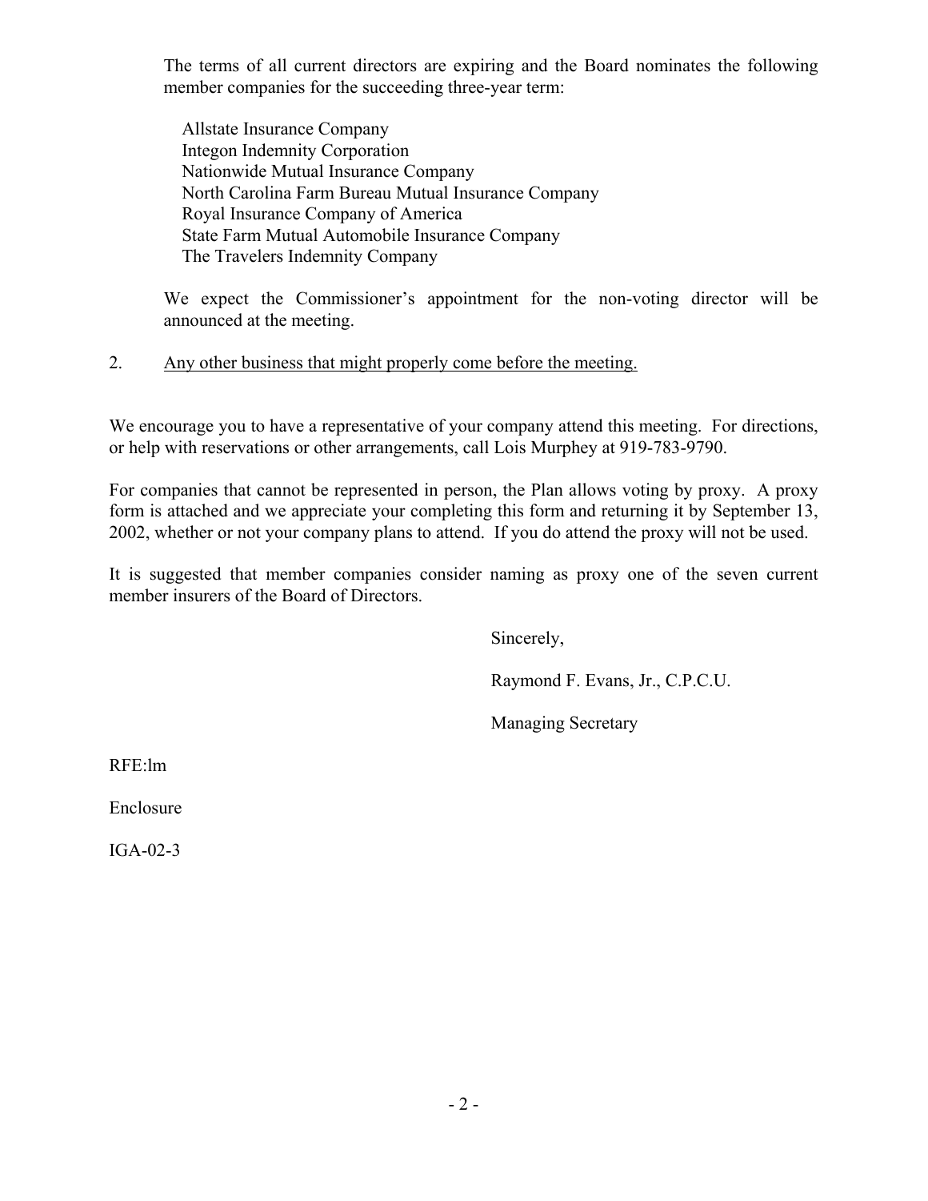The terms of all current directors are expiring and the Board nominates the following member companies for the succeeding three-year term:

Allstate Insurance Company
Integon Indemnity Corporation
Nationwide Mutual Insurance Company
North Carolina Farm Bureau Mutual Insurance Company
Royal Insurance Company of America
State Farm Mutual Automobile Insurance Company
The Travelers Indemnity Company

We expect the Commissioner's appointment for the non-voting director will be announced at the meeting.

2. <u>Any other business that might properly come before the meeting.</u>

We encourage you to have a representative of your company attend this meeting. For directions, or help with reservations or other arrangements, call Lois Murphey at 919-783-9790.

For companies that cannot be represented in person, the Plan allows voting by proxy. A proxy form is attached and we appreciate your completing this form and returning it by September 13, 2002, whether or not your company plans to attend. If you do attend the proxy will not be used.

It is suggested that member companies consider naming as proxy one of the seven current member insurers of the Board of Directors.

Sincerely,

Raymond F. Evans, Jr., C.P.C.U.

Managing Secretary

RFE:lm

Enclosure

IGA-02-3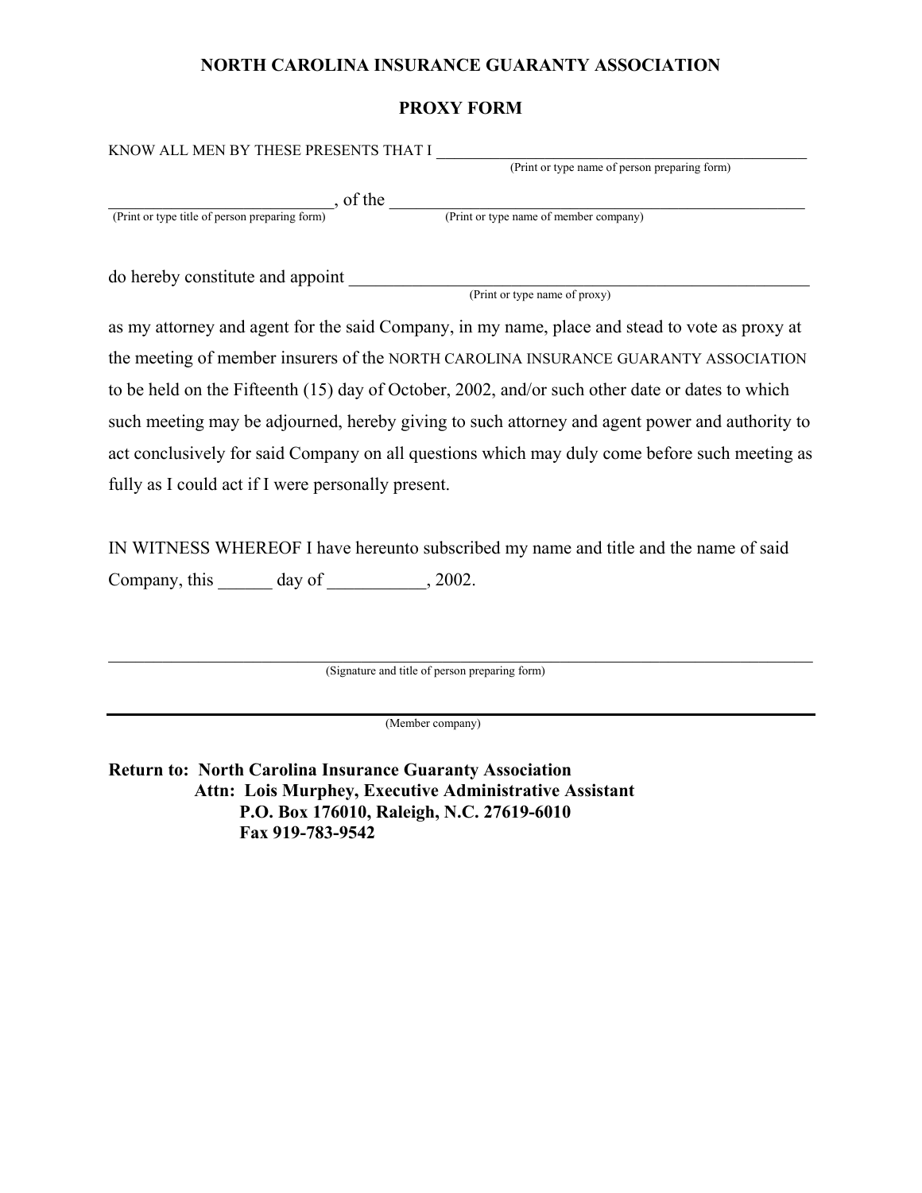# NORTH CAROLINA INSURANCE GUARANTY ASSOCIATION

## PROXY FORM

KNOW ALL MEN BY THESE PRESENTS THAT I _______________________________________________
(Print or type name of person preparing form)

___________________________, of the ___________________________________________________
(Print or type title of person preparing form) (Print or type name of member company)

do hereby constitute and appoint _______________________________________________________
(Print or type name of proxy)

as my attorney and agent for the said Company, in my name, place and stead to vote as proxy at the meeting of member insurers of the NORTH CAROLINA INSURANCE GUARANTY ASSOCIATION to be held on the Fifteenth (15) day of October, 2002, and/or such other date or dates to which such meeting may be adjourned, hereby giving to such attorney and agent power and authority to act conclusively for said Company on all questions which may duly come before such meeting as fully as I could act if I were personally present.

IN WITNESS WHEREOF I have hereunto subscribed my name and title and the name of said Company, this ______ day of ___________, 2002.

_____________________________________________________________________________________
(Signature and title of person preparing form)

_____________________________________________________________________________________
(Member company)

**Return to: North Carolina Insurance Guaranty Association**
**Attn: Lois Murphey, Executive Administrative Assistant**
**P.O. Box 176010, Raleigh, N.C. 27619-6010**
**Fax 919-783-9542**